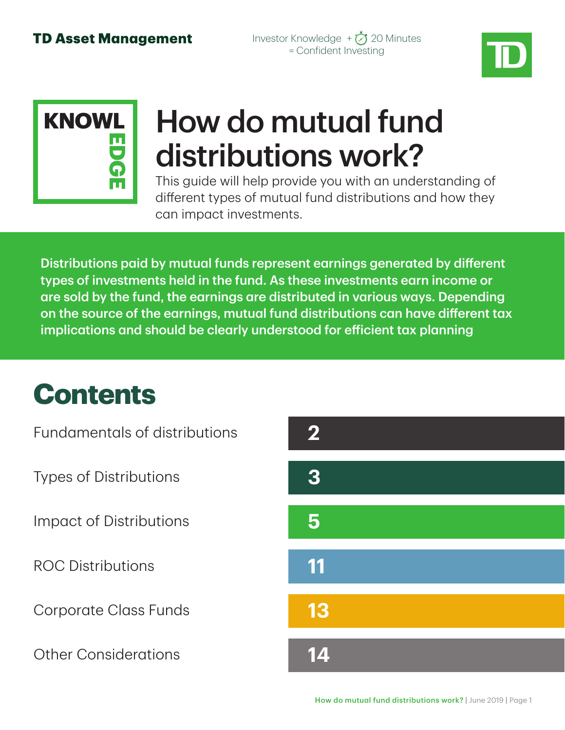**TD Asset Management**

Investor Knowledge + 20 Minutes = Confident Investing

KNOWLEDGE

# How do mutual fund distributions work?

This guide will help provide you with an understanding of different types of mutual fund distributions and how they can impact investments.

**Distributions paid by mutual funds represent earnings generated by different types of investments held in the fund. As these investments earn income or are sold by the fund, the earnings are distributed in various ways. Depending on the source of the earnings, mutual fund distributions can have different tax implications and should be clearly understood for efficient tax planning**

## Contents

| | |
|---|---|
| Fundamentals of distributions | 2 |
| Types of Distributions | 3 |
| Impact of Distributions | 5 |
| ROC Distributions | 11 |
| Corporate Class Funds | 13 |
| Other Considerations | 14 |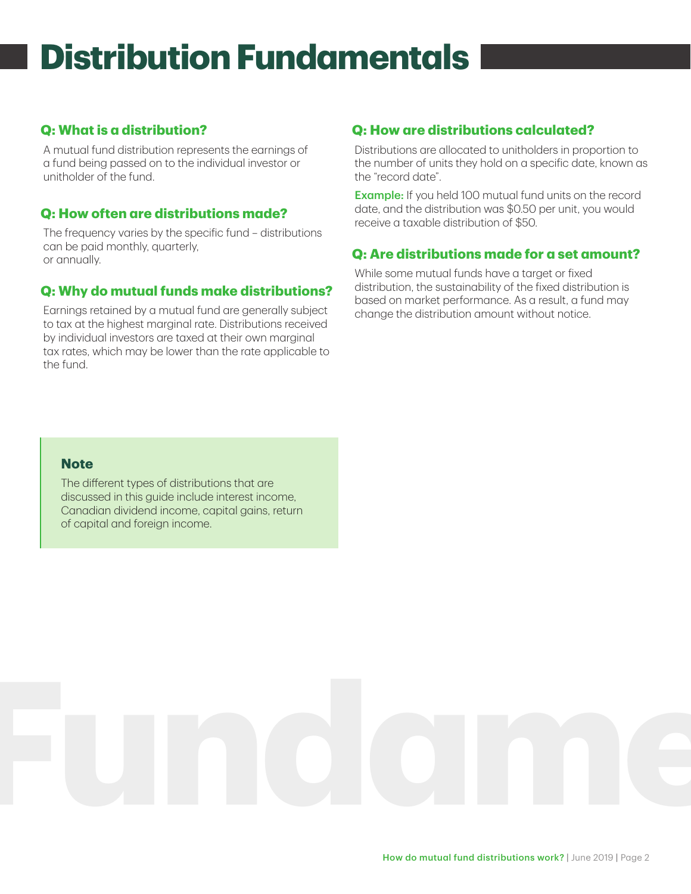# Distribution Fundamentals

### Q: What is a distribution?

A mutual fund distribution represents the earnings of a fund being passed on to the individual investor or unitholder of the fund.

### Q: How often are distributions made?

The frequency varies by the specific fund – distributions can be paid monthly, quarterly, or annually.

### Q: Why do mutual funds make distributions?

Earnings retained by a mutual fund are generally subject to tax at the highest marginal rate. Distributions received by individual investors are taxed at their own marginal tax rates, which may be lower than the rate applicable to the fund.

### Q: How are distributions calculated?

Distributions are allocated to unitholders in proportion to the number of units they hold on a specific date, known as the "record date".

**Example:** If you held 100 mutual fund units on the record date, and the distribution was $0.50 per unit, you would receive a taxable distribution of $50.

### Q: Are distributions made for a set amount?

While some mutual funds have a target or fixed distribution, the sustainability of the fixed distribution is based on market performance. As a result, a fund may change the distribution amount without notice.

> **Note**
>
> The different types of distributions that are discussed in this guide include interest income, Canadian dividend income, capital gains, return of capital and foreign income.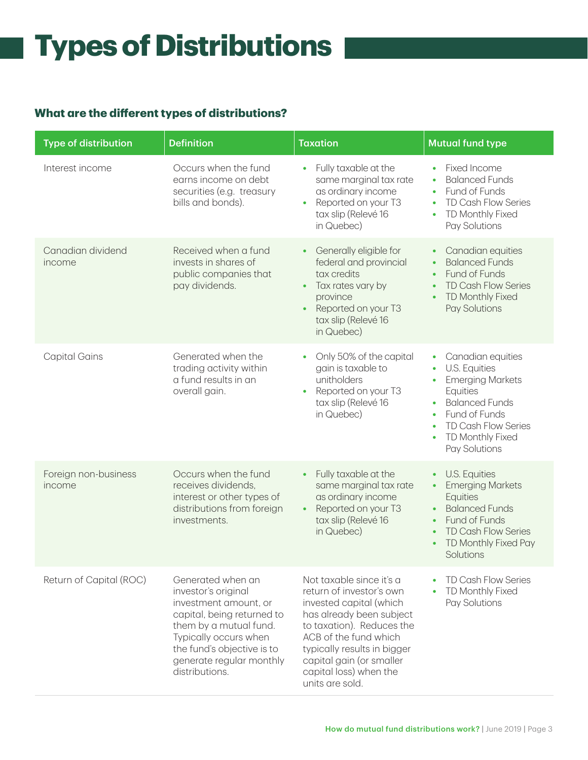# Types of Distributions

### What are the different types of distributions?

| Type of distribution | Definition | Taxation | Mutual fund type |
|---|---|---|---|
| Interest income | Occurs when the fund earns income on debt securities (e.g. treasury bills and bonds). | • Fully taxable at the same marginal tax rate as ordinary income<br>• Reported on your T3 tax slip (Relevé 16 in Quebec) | • Fixed Income<br>• Balanced Funds<br>• Fund of Funds<br>• TD Cash Flow Series<br>• TD Monthly Fixed Pay Solutions |
| Canadian dividend income | Received when a fund invests in shares of public companies that pay dividends. | • Generally eligible for federal and provincial tax credits<br>• Tax rates vary by province<br>• Reported on your T3 tax slip (Relevé 16 in Quebec) | • Canadian equities<br>• Balanced Funds<br>• Fund of Funds<br>• TD Cash Flow Series<br>• TD Monthly Fixed Pay Solutions |
| Capital Gains | Generated when the trading activity within a fund results in an overall gain. | • Only 50% of the capital gain is taxable to unitholders<br>• Reported on your T3 tax slip (Relevé 16 in Quebec) | • Canadian equities<br>• U.S. Equities<br>• Emerging Markets Equities<br>• Balanced Funds<br>• Fund of Funds<br>• TD Cash Flow Series<br>• TD Monthly Fixed Pay Solutions |
| Foreign non-business income | Occurs when the fund receives dividends, interest or other types of distributions from foreign investments. | • Fully taxable at the same marginal tax rate as ordinary income<br>• Reported on your T3 tax slip (Relevé 16 in Quebec) | • U.S. Equities<br>• Emerging Markets Equities<br>• Balanced Funds<br>• Fund of Funds<br>• TD Cash Flow Series<br>• TD Monthly Fixed Pay Solutions |
| Return of Capital (ROC) | Generated when an investor's original investment amount, or capital, being returned to them by a mutual fund. Typically occurs when the fund's objective is to generate regular monthly distributions. | Not taxable since it's a return of investor's own invested capital (which has already been subject to taxation). Reduces the ACB of the fund which typically results in bigger capital gain (or smaller capital loss) when the units are sold. | • TD Cash Flow Series<br>• TD Monthly Fixed Pay Solutions |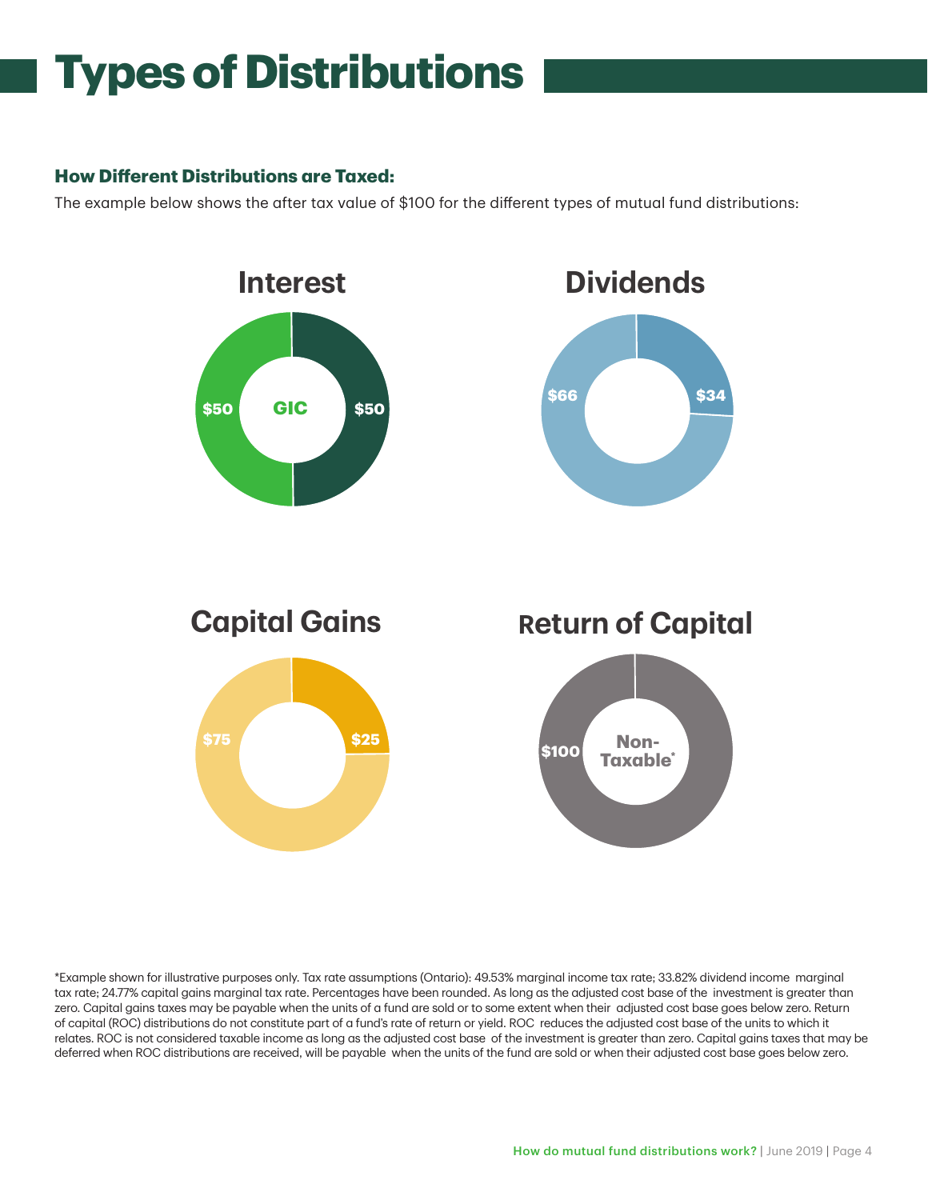# Types of Distributions

### How Different Distributions are Taxed:

The example below shows the after tax value of $100 for the different types of mutual fund distributions:

## Interest

$50 GIC $50

## Dividends

$66 $34

## Capital Gains

$75 $25

## Return of Capital

$100 Non-Taxable*

*Example shown for illustrative purposes only. Tax rate assumptions (Ontario): 49.53% marginal income tax rate; 33.82% dividend income marginal tax rate; 24.77% capital gains marginal tax rate. Percentages have been rounded. As long as the adjusted cost base of the investment is greater than zero. Capital gains taxes may be payable when the units of a fund are sold or to some extent when their adjusted cost base goes below zero. Return of capital (ROC) distributions do not constitute part of a fund's rate of return or yield. ROC reduces the adjusted cost base of the units to which it relates. ROC is not considered taxable income as long as the adjusted cost base of the investment is greater than zero. Capital gains taxes that may be deferred when ROC distributions are received, will be payable when the units of the fund are sold or when their adjusted cost base goes below zero.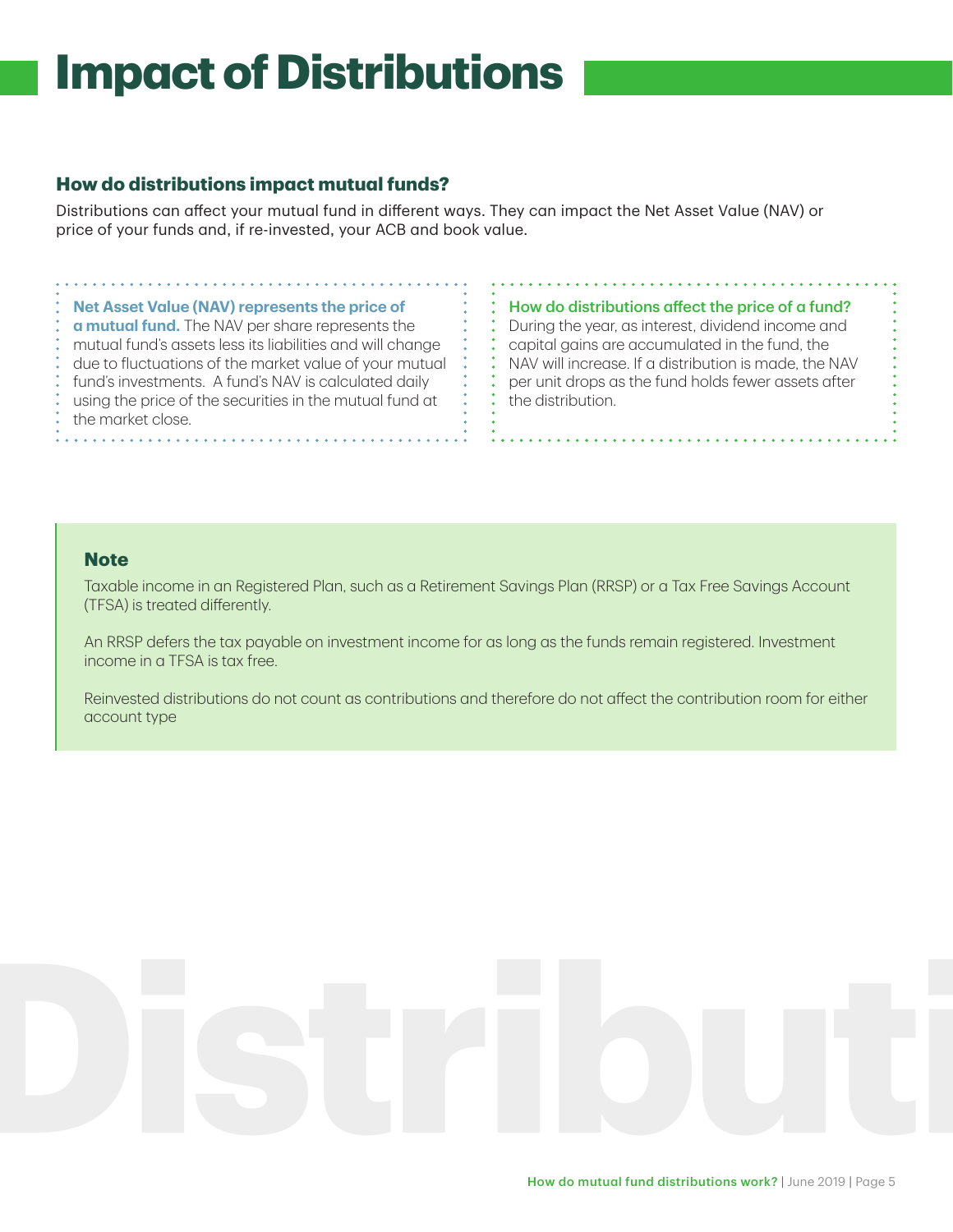# Impact of Distributions

### How do distributions impact mutual funds?

Distributions can affect your mutual fund in different ways. They can impact the Net Asset Value (NAV) or price of your funds and, if re-invested, your ACB and book value.

**Net Asset Value (NAV) represents the price of a mutual fund.** The NAV per share represents the mutual fund's assets less its liabilities and will change due to fluctuations of the market value of your mutual fund's investments. A fund's NAV is calculated daily using the price of the securities in the mutual fund at the market close.

**How do distributions affect the price of a fund?** During the year, as interest, dividend income and capital gains are accumulated in the fund, the NAV will increase. If a distribution is made, the NAV per unit drops as the fund holds fewer assets after the distribution.

**Note**

Taxable income in an Registered Plan, such as a Retirement Savings Plan (RRSP) or a Tax Free Savings Account (TFSA) is treated differently.

An RRSP defers the tax payable on investment income for as long as the funds remain registered. Investment income in a TFSA is tax free.

Reinvested distributions do not count as contributions and therefore do not affect the contribution room for either account type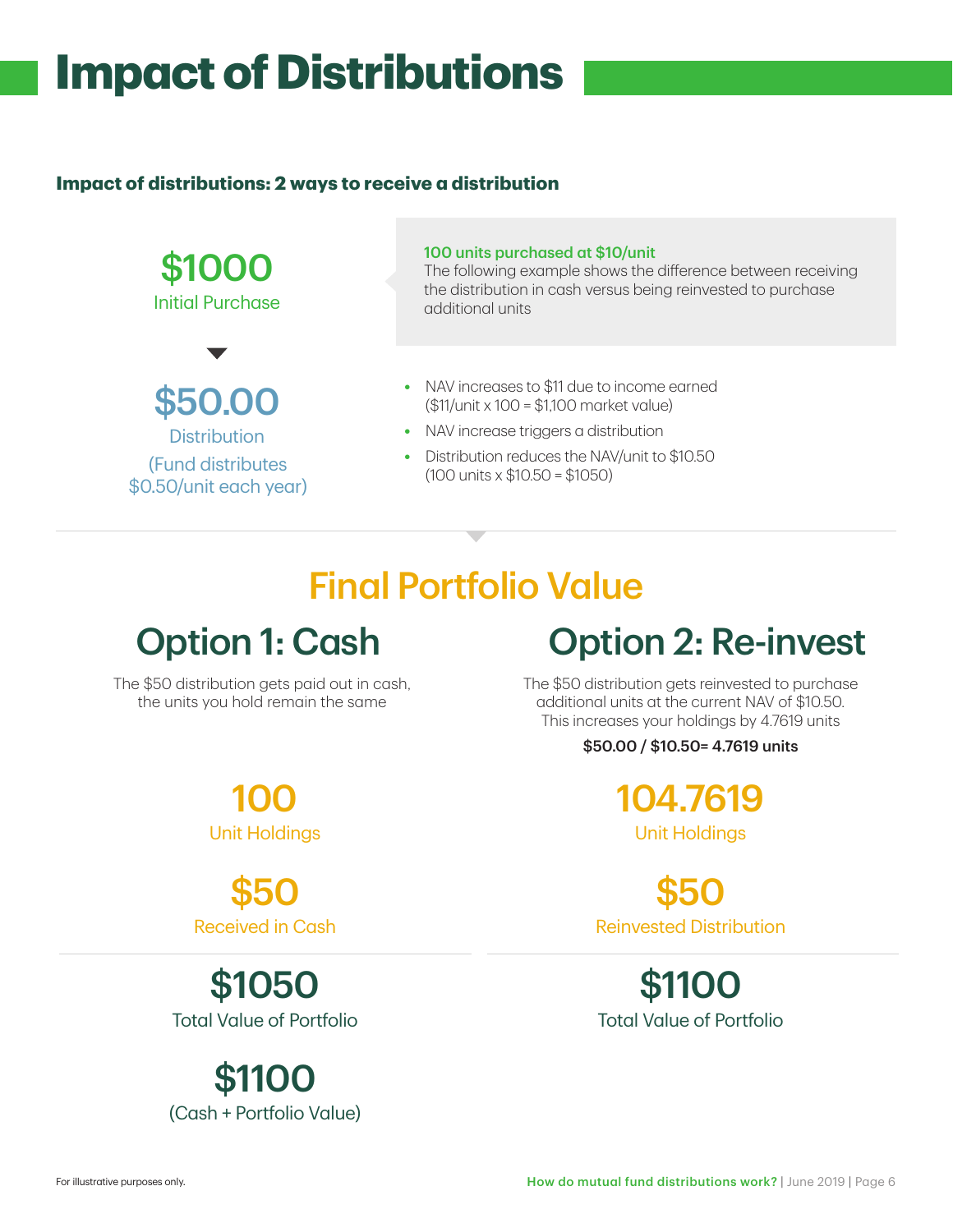# Impact of Distributions

**Impact of distributions: 2 ways to receive a distribution**

**$1000**
Initial Purchase

**100 units purchased at $10/unit**
The following example shows the difference between receiving the distribution in cash versus being reinvested to purchase additional units

**$50.00**
Distribution
(Fund distributes $0.50/unit each year)

- NAV increases to $11 due to income earned ($11/unit x 100 = $1,100 market value)
- NAV increase triggers a distribution
- Distribution reduces the NAV/unit to $10.50 (100 units x $10.50 = $1050)

## Final Portfolio Value

### Option 1: Cash

The $50 distribution gets paid out in cash, the units you hold remain the same

**100**
Unit Holdings

**$50**
Received in Cash

**$1050**
Total Value of Portfolio

**$1100**
(Cash + Portfolio Value)

### Option 2: Re-invest

The $50 distribution gets reinvested to purchase additional units at the current NAV of $10.50. This increases your holdings by 4.7619 units

**$50.00 / $10.50= 4.7619 units**

**104.7619**
Unit Holdings

**$50**
Reinvested Distribution

**$1100**
Total Value of Portfolio

For illustrative purposes only.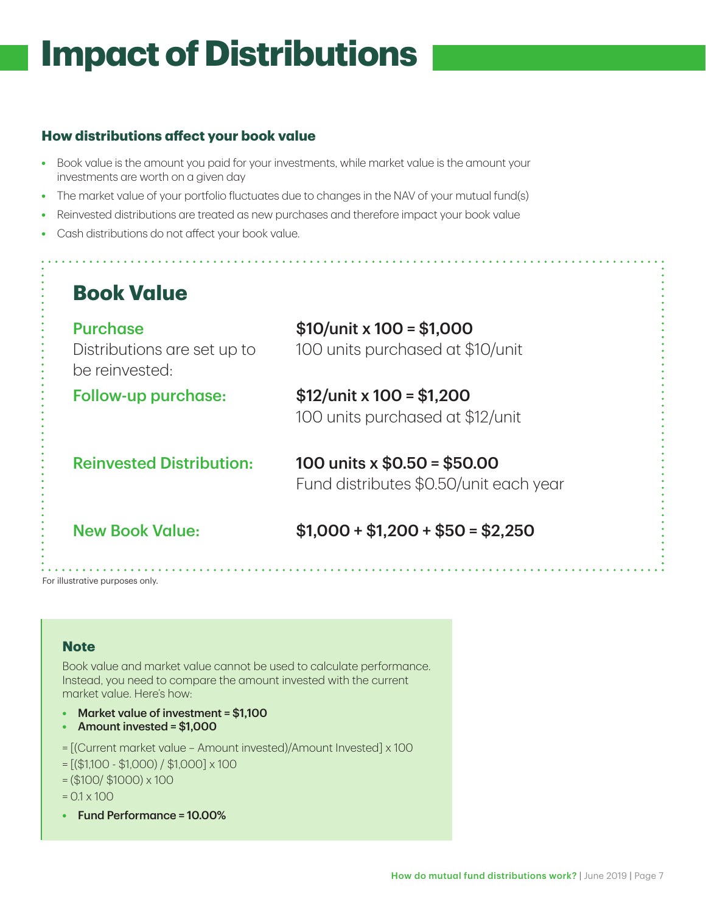# Impact of Distributions

### How distributions affect your book value

- Book value is the amount you paid for your investments, while market value is the amount your investments are worth on a given day
- The market value of your portfolio fluctuates due to changes in the NAV of your mutual fund(s)
- Reinvested distributions are treated as new purchases and therefore impact your book value
- Cash distributions do not affect your book value.

## Book Value

**Purchase**
Distributions are set up to be reinvested:

**$10/unit x 100 = $1,000**
100 units purchased at $10/unit

**Follow-up purchase:**

**$12/unit x 100 = $1,200**
100 units purchased at $12/unit

**Reinvested Distribution:**

**100 units x $0.50 = $50.00**
Fund distributes $0.50/unit each year

**New Book Value:**

**$1,000 + $1,200 + $50 = $2,250**

For illustrative purposes only.

### Note

Book value and market value cannot be used to calculate performance. Instead, you need to compare the amount invested with the current market value. Here's how:

- **Market value of investment = $1,100**
- **Amount invested = $1,000**

= [(Current market value – Amount invested)/Amount Invested] x 100
= [($1,100 - $1,000) / $1,000] x 100
= ($100/ $1000) x 100
= 0.1 x 100

- **Fund Performance = 10.00%**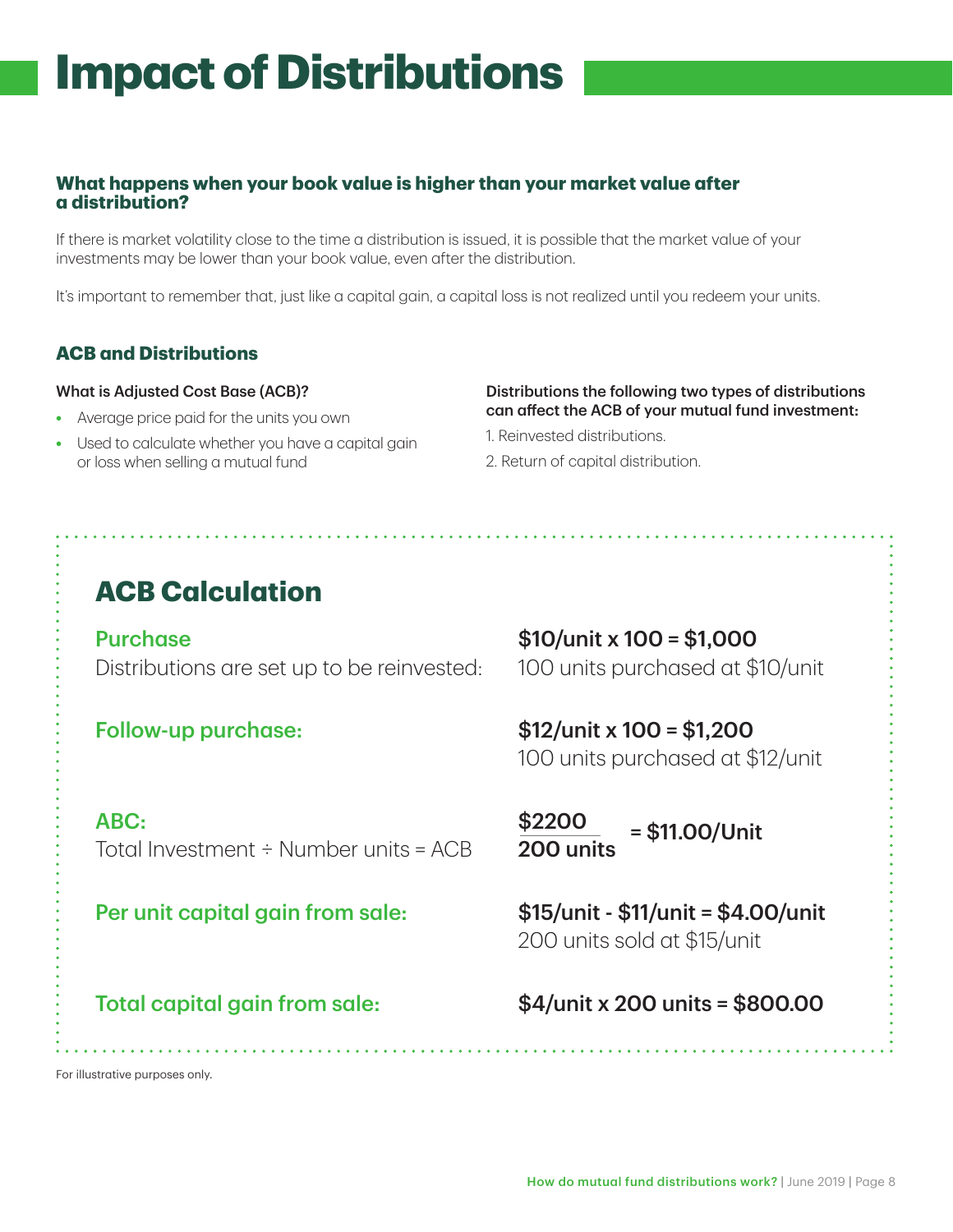# Impact of Distributions

### What happens when your book value is higher than your market value after a distribution?

If there is market volatility close to the time a distribution is issued, it is possible that the market value of your investments may be lower than your book value, even after the distribution.

It's important to remember that, just like a capital gain, a capital loss is not realized until you redeem your units.

### ACB and Distributions

**What is Adjusted Cost Base (ACB)?**

- Average price paid for the units you own
- Used to calculate whether you have a capital gain or loss when selling a mutual fund

**Distributions the following two types of distributions can affect the ACB of your mutual fund investment:**

1. Reinvested distributions.
2. Return of capital distribution.

## ACB Calculation

**Purchase**
Distributions are set up to be reinvested:

**$10/unit x 100 = $1,000**
100 units purchased at $10/unit

**Follow-up purchase:**

**$12/unit x 100 = $1,200**
100 units purchased at $12/unit

**ABC:**
Total Investment ÷ Number units = ACB

$$\frac{\$2200}{200 \text{ units}} = \$11.00/\text{Unit}$$

**Per unit capital gain from sale:**

**$15/unit - $11/unit = $4.00/unit**
200 units sold at $15/unit

**Total capital gain from sale:**

**$4/unit x 200 units = $800.00**

For illustrative purposes only.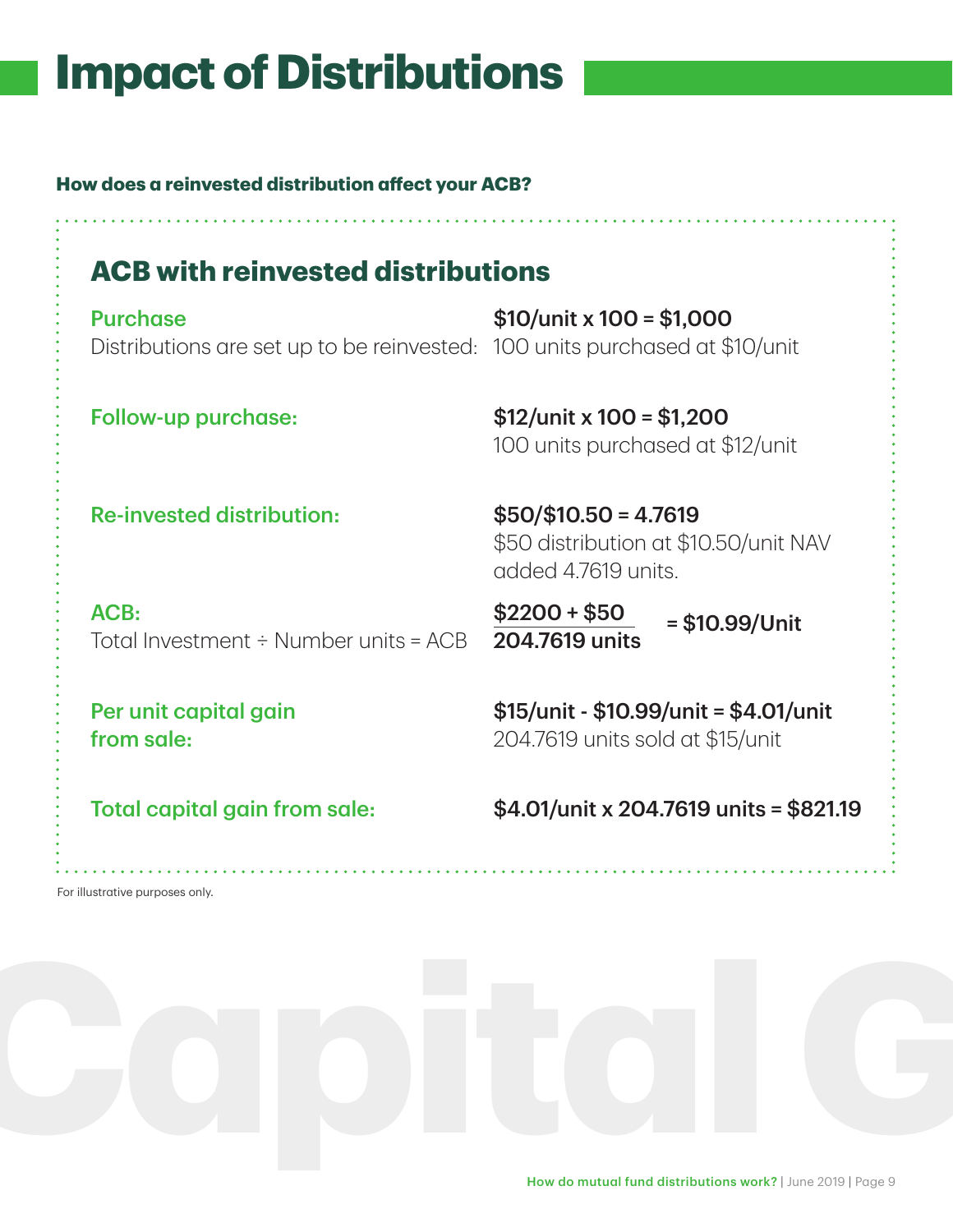# Impact of Distributions

**How does a reinvested distribution affect your ACB?**

## ACB with reinvested distributions

| | |
|---|---|
| **Purchase**<br>Distributions are set up to be reinvested: | **$10/unit x 100 = $1,000**<br>100 units purchased at $10/unit |
| **Follow-up purchase:** | **$12/unit x 100 = $1,200**<br>100 units purchased at $12/unit |
| **Re-invested distribution:** | **$50/$10.50 = 4.7619**<br>$50 distribution at $10.50/unit NAV added 4.7619 units. |
| **ACB:**<br>Total Investment ÷ Number units = ACB | $\frac{\$2200 + \$50}{204.7619 \text{ units}}$ **= $10.99/Unit** |
| **Per unit capital gain from sale:** | **$15/unit - $10.99/unit = $4.01/unit**<br>204.7619 units sold at $15/unit |
| **Total capital gain from sale:** | **$4.01/unit x 204.7619 units = $821.19** |

For illustrative purposes only.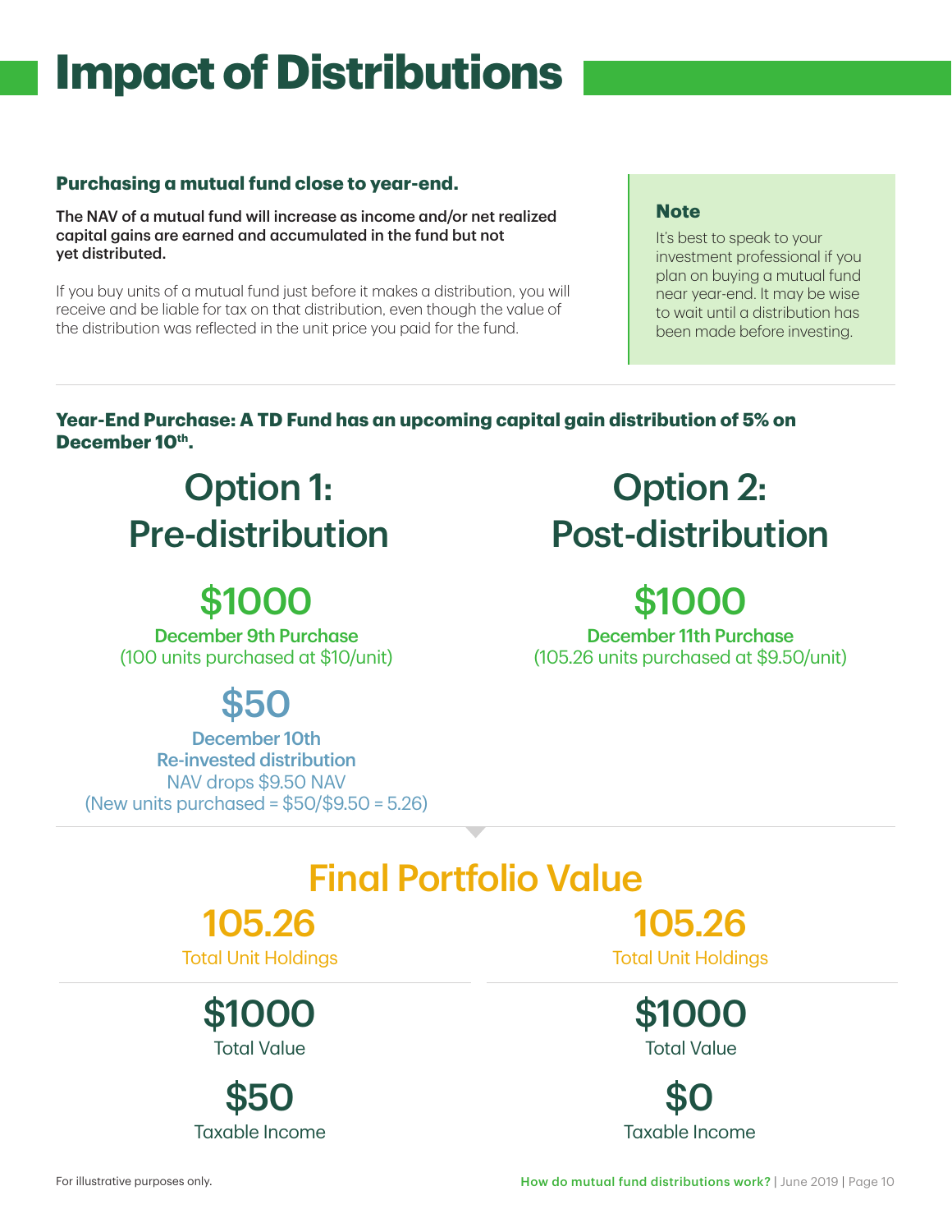# Impact of Distributions

**Purchasing a mutual fund close to year-end.**

**The NAV of a mutual fund will increase as income and/or net realized capital gains are earned and accumulated in the fund but not yet distributed.**

If you buy units of a mutual fund just before it makes a distribution, you will receive and be liable for tax on that distribution, even though the value of the distribution was reflected in the unit price you paid for the fund.

> **Note**
>
> It's best to speak to your investment professional if you plan on buying a mutual fund near year-end. It may be wise to wait until a distribution has been made before investing.

---

**Year-End Purchase: A TD Fund has an upcoming capital gain distribution of 5% on December 10th.**

## Option 1: Pre-distribution

**$1000**

**December 9th Purchase**
(100 units purchased at $10/unit)

**$50**

**December 10th**
**Re-invested distribution**
NAV drops $9.50 NAV
(New units purchased = $50/$9.50 = 5.26)

## Option 2: Post-distribution

**$1000**

**December 11th Purchase**
(105.26 units purchased at $9.50/unit)

## Final Portfolio Value

| | Option 1: Pre-distribution | Option 2: Post-distribution |
|---|---|---|
| Total Unit Holdings | 105.26 | 105.26 |
| Total Value | $1000 | $1000 |
| Taxable Income | $50 | $0 |

For illustrative purposes only.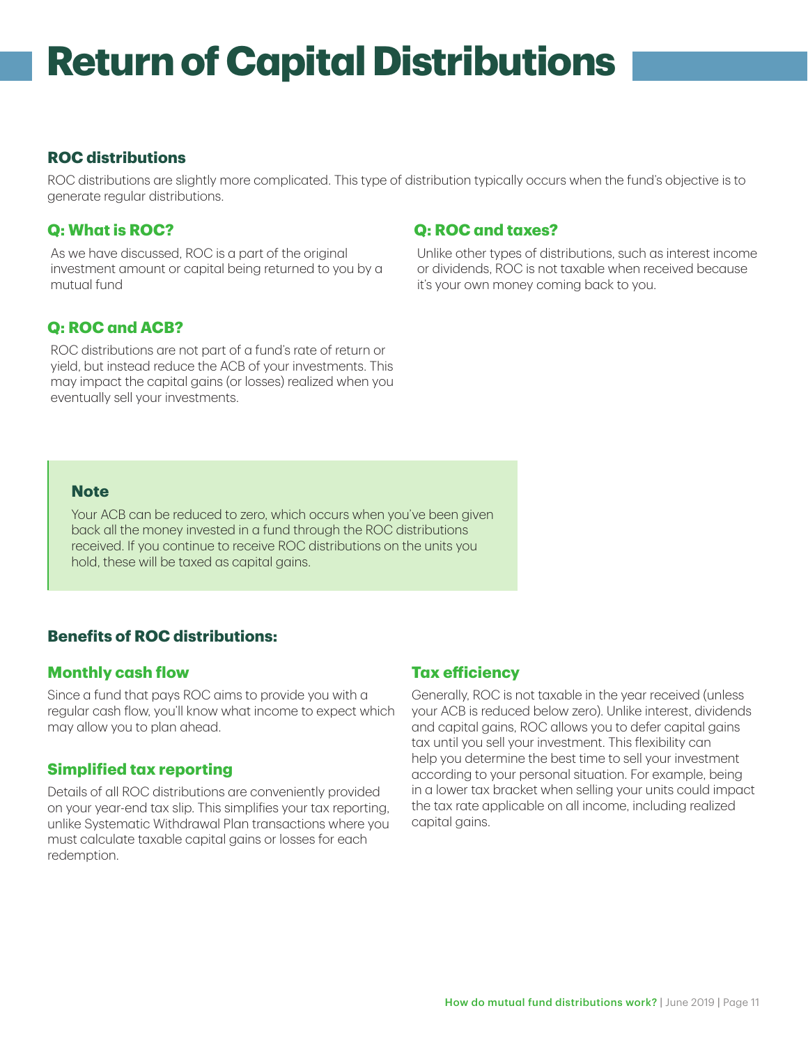# Return of Capital Distributions

## ROC distributions

ROC distributions are slightly more complicated. This type of distribution typically occurs when the fund's objective is to generate regular distributions.

### Q: What is ROC?

As we have discussed, ROC is a part of the original investment amount or capital being returned to you by a mutual fund

### Q: ROC and ACB?

ROC distributions are not part of a fund's rate of return or yield, but instead reduce the ACB of your investments. This may impact the capital gains (or losses) realized when you eventually sell your investments.

### Q: ROC and taxes?

Unlike other types of distributions, such as interest income or dividends, ROC is not taxable when received because it's your own money coming back to you.

> **Note**
>
> Your ACB can be reduced to zero, which occurs when you've been given back all the money invested in a fund through the ROC distributions received. If you continue to receive ROC distributions on the units you hold, these will be taxed as capital gains.

## Benefits of ROC distributions:

### Monthly cash flow

Since a fund that pays ROC aims to provide you with a regular cash flow, you'll know what income to expect which may allow you to plan ahead.

### Simplified tax reporting

Details of all ROC distributions are conveniently provided on your year-end tax slip. This simplifies your tax reporting, unlike Systematic Withdrawal Plan transactions where you must calculate taxable capital gains or losses for each redemption.

### Tax efficiency

Generally, ROC is not taxable in the year received (unless your ACB is reduced below zero). Unlike interest, dividends and capital gains, ROC allows you to defer capital gains tax until you sell your investment. This flexibility can help you determine the best time to sell your investment according to your personal situation. For example, being in a lower tax bracket when selling your units could impact the tax rate applicable on all income, including realized capital gains.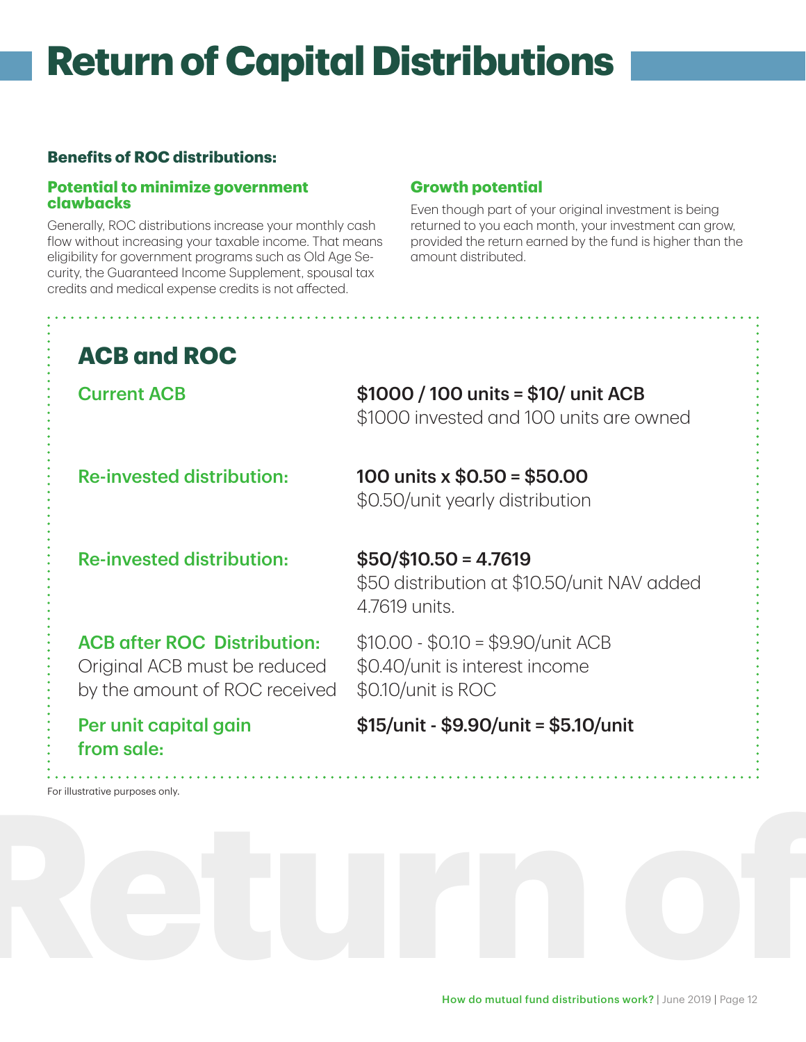# Return of Capital Distributions

**Benefits of ROC distributions:**

### Potential to minimize government clawbacks

Generally, ROC distributions increase your monthly cash flow without increasing your taxable income. That means eligibility for government programs such as Old Age Security, the Guaranteed Income Supplement, spousal tax credits and medical expense credits is not affected.

### Growth potential

Even though part of your original investment is being returned to you each month, your investment can grow, provided the return earned by the fund is higher than the amount distributed.

## ACB and ROC

| | |
|---|---|
| Current ACB | **\$1000 / 100 units = \$10/ unit ACB**<br>\$1000 invested and 100 units are owned |
| Re-invested distribution: | **100 units x \$0.50 = \$50.00**<br>\$0.50/unit yearly distribution |
| Re-invested distribution: | **\$50/\$10.50 = 4.7619**<br>\$50 distribution at \$10.50/unit NAV added 4.7619 units. |
| ACB after ROC Distribution:<br>Original ACB must be reduced by the amount of ROC received | \$10.00 - \$0.10 = \$9.90/unit ACB<br>\$0.40/unit is interest income<br>\$0.10/unit is ROC |
| Per unit capital gain from sale: | **\$15/unit - \$9.90/unit = \$5.10/unit** |

For illustrative purposes only.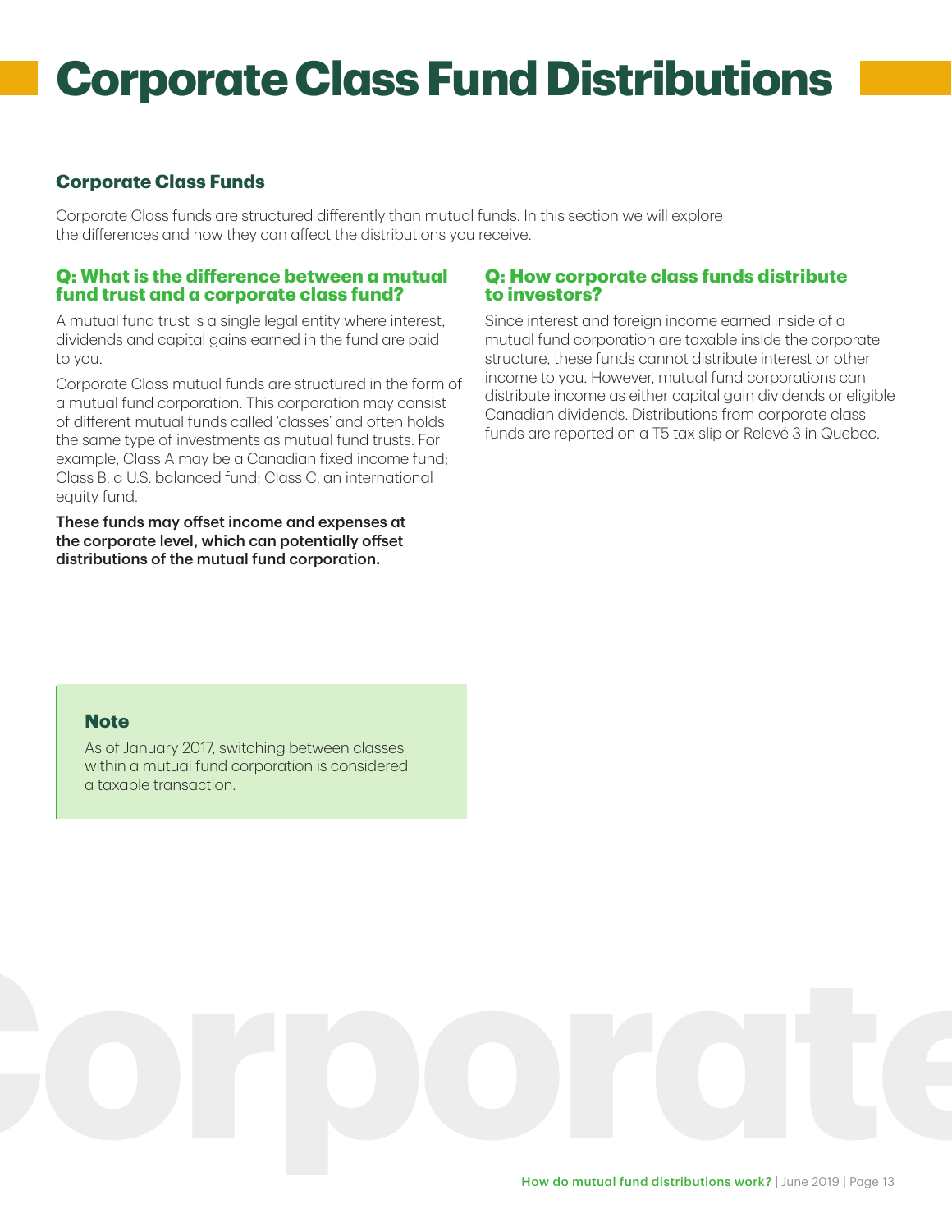# Corporate Class Fund Distributions

## Corporate Class Funds

Corporate Class funds are structured differently than mutual funds. In this section we will explore the differences and how they can affect the distributions you receive.

### Q: What is the difference between a mutual fund trust and a corporate class fund?

A mutual fund trust is a single legal entity where interest, dividends and capital gains earned in the fund are paid to you.

Corporate Class mutual funds are structured in the form of a mutual fund corporation. This corporation may consist of different mutual funds called 'classes' and often holds the same type of investments as mutual fund trusts. For example, Class A may be a Canadian fixed income fund; Class B, a U.S. balanced fund; Class C, an international equity fund.

**These funds may offset income and expenses at the corporate level, which can potentially offset distributions of the mutual fund corporation.**

### Q: How corporate class funds distribute to investors?

Since interest and foreign income earned inside of a mutual fund corporation are taxable inside the corporate structure, these funds cannot distribute interest or other income to you. However, mutual fund corporations can distribute income as either capital gain dividends or eligible Canadian dividends. Distributions from corporate class funds are reported on a T5 tax slip or Relevé 3 in Quebec.

**Note**

As of January 2017, switching between classes within a mutual fund corporation is considered a taxable transaction.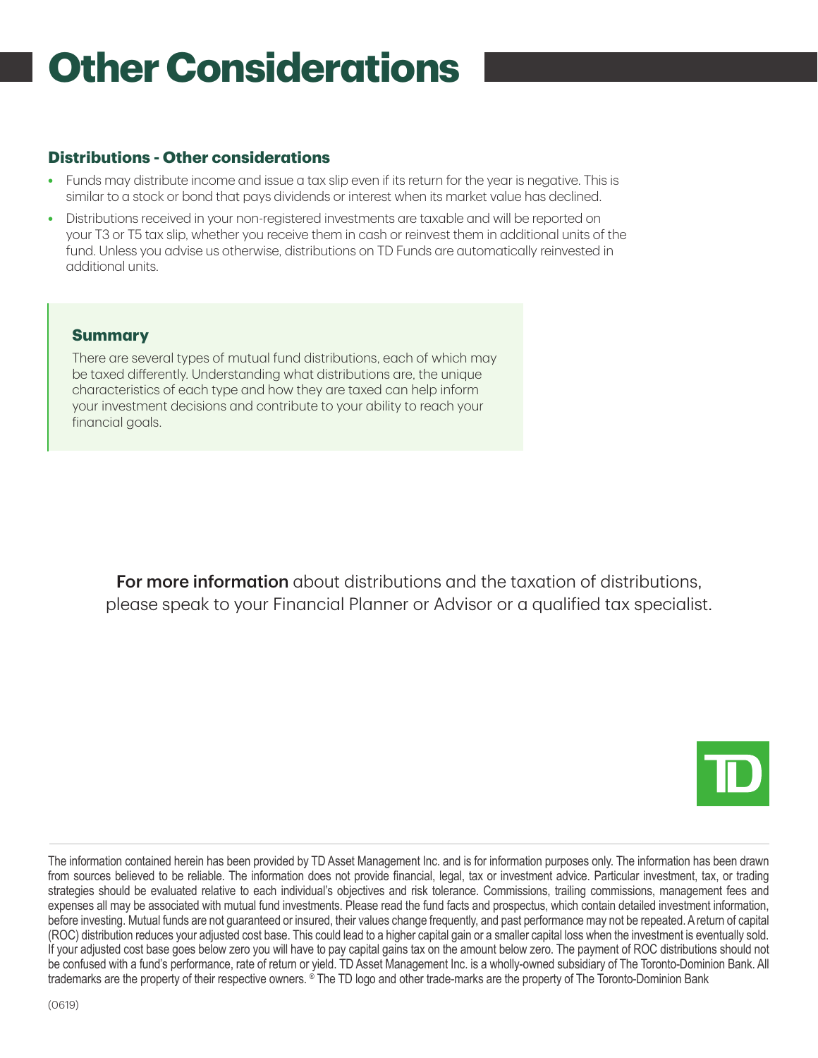# Other Considerations

### Distributions - Other considerations

- Funds may distribute income and issue a tax slip even if its return for the year is negative. This is similar to a stock or bond that pays dividends or interest when its market value has declined.
- Distributions received in your non-registered investments are taxable and will be reported on your T3 or T5 tax slip, whether you receive them in cash or reinvest them in additional units of the fund. Unless you advise us otherwise, distributions on TD Funds are automatically reinvested in additional units.

**Summary**

There are several types of mutual fund distributions, each of which may be taxed differently. Understanding what distributions are, the unique characteristics of each type and how they are taxed can help inform your investment decisions and contribute to your ability to reach your financial goals.

**For more information** about distributions and the taxation of distributions, please speak to your Financial Planner or Advisor or a qualified tax specialist.

The information contained herein has been provided by TD Asset Management Inc. and is for information purposes only. The information has been drawn from sources believed to be reliable. The information does not provide financial, legal, tax or investment advice. Particular investment, tax, or trading strategies should be evaluated relative to each individual's objectives and risk tolerance. Commissions, trailing commissions, management fees and expenses all may be associated with mutual fund investments. Please read the fund facts and prospectus, which contain detailed investment information, before investing. Mutual funds are not guaranteed or insured, their values change frequently, and past performance may not be repeated. A return of capital (ROC) distribution reduces your adjusted cost base. This could lead to a higher capital gain or a smaller capital loss when the investment is eventually sold. If your adjusted cost base goes below zero you will have to pay capital gains tax on the amount below zero. The payment of ROC distributions should not be confused with a fund's performance, rate of return or yield. TD Asset Management Inc. is a wholly-owned subsidiary of The Toronto-Dominion Bank. All trademarks are the property of their respective owners. ® The TD logo and other trade-marks are the property of The Toronto-Dominion Bank

(0619)